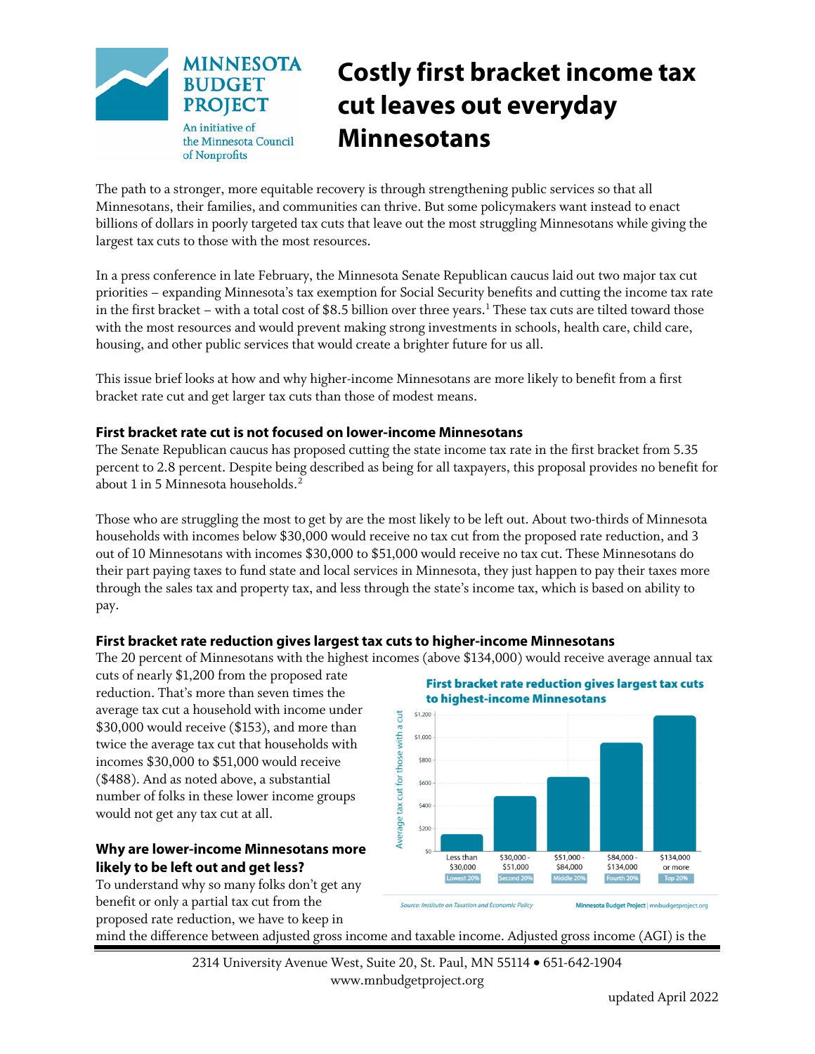# Costly first bracket income tax cut leaves out everyday Minnesotans

MINNESOTA BUDGET PROJECT
An initiative of the Minnesota Council of Nonprofits

The path to a stronger, more equitable recovery is through strengthening public services so that all Minnesotans, their families, and communities can thrive. But some policymakers want instead to enact billions of dollars in poorly targeted tax cuts that leave out the most struggling Minnesotans while giving the largest tax cuts to those with the most resources.

In a press conference in late February, the Minnesota Senate Republican caucus laid out two major tax cut priorities – expanding Minnesota's tax exemption for Social Security benefits and cutting the income tax rate in the first bracket – with a total cost of $8.5 billion over three years.[1] These tax cuts are tilted toward those with the most resources and would prevent making strong investments in schools, health care, child care, housing, and other public services that would create a brighter future for us all.

This issue brief looks at how and why higher-income Minnesotans are more likely to benefit from a first bracket rate cut and get larger tax cuts than those of modest means.

### First bracket rate cut is not focused on lower-income Minnesotans

The Senate Republican caucus has proposed cutting the state income tax rate in the first bracket from 5.35 percent to 2.8 percent. Despite being described as being for all taxpayers, this proposal provides no benefit for about 1 in 5 Minnesota households.[2]

Those who are struggling the most to get by are the most likely to be left out. About two-thirds of Minnesota households with incomes below $30,000 would receive no tax cut from the proposed rate reduction, and 3 out of 10 Minnesotans with incomes $30,000 to $51,000 would receive no tax cut. These Minnesotans do their part paying taxes to fund state and local services in Minnesota, they just happen to pay their taxes more through the sales tax and property tax, and less through the state's income tax, which is based on ability to pay.

### First bracket rate reduction gives largest tax cuts to higher-income Minnesotans

The 20 percent of Minnesotans with the highest incomes (above $134,000) would receive average annual tax cuts of nearly $1,200 from the proposed rate reduction. That's more than seven times the average tax cut a household with income under $30,000 would receive ($153), and more than twice the average tax cut that households with incomes $30,000 to $51,000 would receive ($488). And as noted above, a substantial number of folks in these lower income groups would not get any tax cut at all.

**First bracket rate reduction gives largest tax cuts to highest-income Minnesotans**

| Income group | Average tax cut for those with a cut (approx.) |
|---|---|
| Less than $30,000 (Lowest 20%) | $153 |
| $30,000 - $51,000 (Second 20%) | $488 |
| $51,000 - $84,000 (Middle 20%) | ~$650 |
| $84,000 - $134,000 (Fourth 20%) | ~$950 |
| $134,000 or more (Top 20%) | ~$1,200 |

Source: Institute on Taxation and Economic Policy — Minnesota Budget Project | mnbudgetproject.org

### Why are lower-income Minnesotans more likely to be left out and get less?

To understand why so many folks don't get any benefit or only a partial tax cut from the proposed rate reduction, we have to keep in mind the difference between adjusted gross income and taxable income. Adjusted gross income (AGI) is the

2314 University Avenue West, Suite 20, St. Paul, MN 55114 • 651-642-1904
www.mnbudgetproject.org

updated April 2022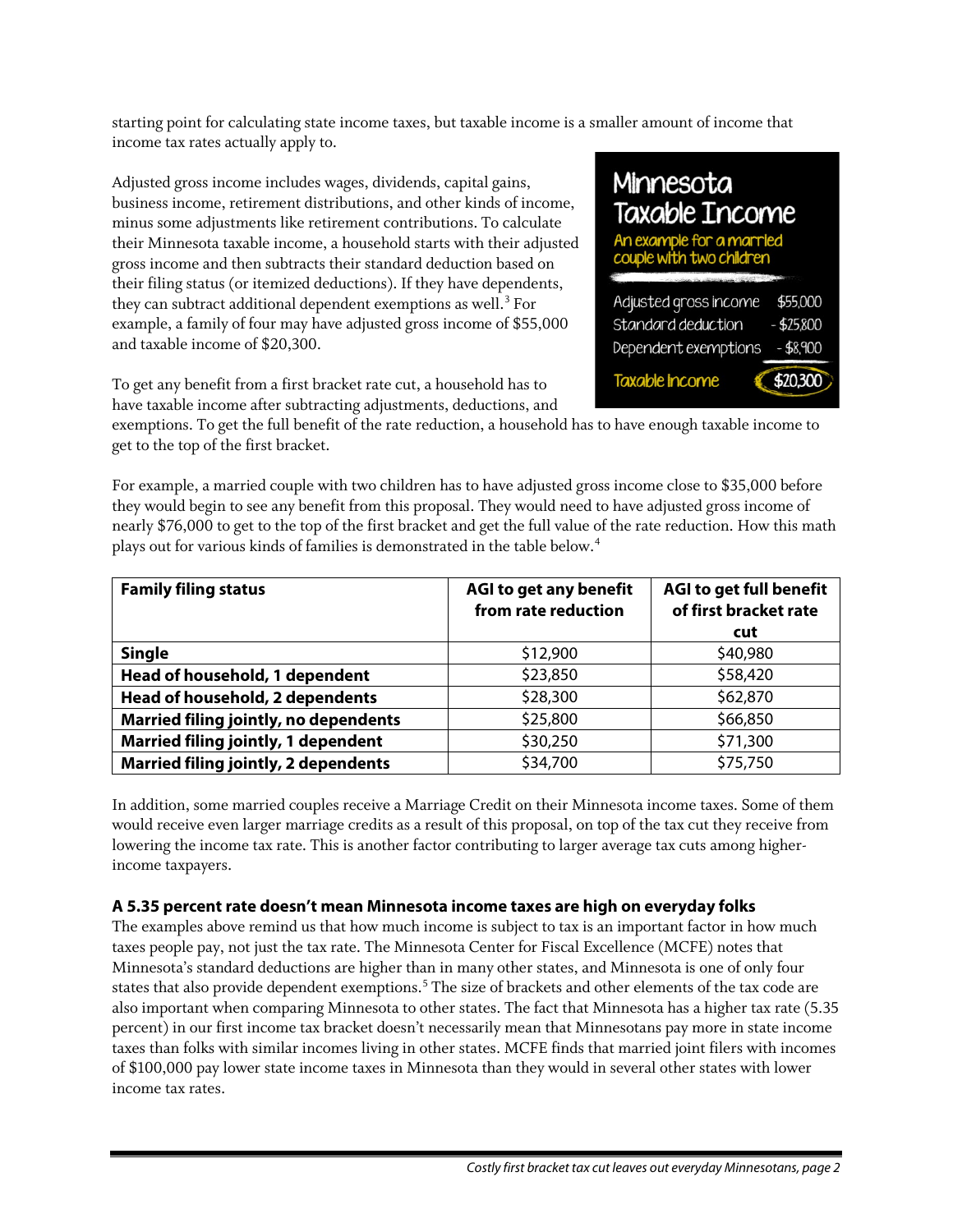starting point for calculating state income taxes, but taxable income is a smaller amount of income that income tax rates actually apply to.

Adjusted gross income includes wages, dividends, capital gains, business income, retirement distributions, and other kinds of income, minus some adjustments like retirement contributions. To calculate their Minnesota taxable income, a household starts with their adjusted gross income and then subtracts their standard deduction based on their filing status (or itemized deductions). If they have dependents, they can subtract additional dependent exemptions as well.[3] For example, a family of four may have adjusted gross income of $55,000 and taxable income of $20,300.

**Minnesota Taxable Income**

*An example for a married couple with two children*

| | |
|---|---|
| Adjusted gross income | $55,000 |
| Standard deduction | - $25,800 |
| Dependent exemptions | - $8,900 |
| Taxable Income | $20,300 |

To get any benefit from a first bracket rate cut, a household has to have taxable income after subtracting adjustments, deductions, and exemptions. To get the full benefit of the rate reduction, a household has to have enough taxable income to get to the top of the first bracket.

For example, a married couple with two children has to have adjusted gross income close to $35,000 before they would begin to see any benefit from this proposal. They would need to have adjusted gross income of nearly $76,000 to get to the top of the first bracket and get the full value of the rate reduction. How this math plays out for various kinds of families is demonstrated in the table below.[4]

| Family filing status | AGI to get any benefit from rate reduction | AGI to get full benefit of first bracket rate cut |
|---|---|---|
| **Single** | $12,900 | $40,980 |
| **Head of household, 1 dependent** | $23,850 | $58,420 |
| **Head of household, 2 dependents** | $28,300 | $62,870 |
| **Married filing jointly, no dependents** | $25,800 | $66,850 |
| **Married filing jointly, 1 dependent** | $30,250 | $71,300 |
| **Married filing jointly, 2 dependents** | $34,700 | $75,750 |

In addition, some married couples receive a Marriage Credit on their Minnesota income taxes. Some of them would receive even larger marriage credits as a result of this proposal, on top of the tax cut they receive from lowering the income tax rate. This is another factor contributing to larger average tax cuts among higher-income taxpayers.

### A 5.35 percent rate doesn't mean Minnesota income taxes are high on everyday folks

The examples above remind us that how much income is subject to tax is an important factor in how much taxes people pay, not just the tax rate. The Minnesota Center for Fiscal Excellence (MCFE) notes that Minnesota's standard deductions are higher than in many other states, and Minnesota is one of only four states that also provide dependent exemptions.[5] The size of brackets and other elements of the tax code are also important when comparing Minnesota to other states. The fact that Minnesota has a higher tax rate (5.35 percent) in our first income tax bracket doesn't necessarily mean that Minnesotans pay more in state income taxes than folks with similar incomes living in other states. MCFE finds that married joint filers with incomes of $100,000 pay lower state income taxes in Minnesota than they would in several other states with lower income tax rates.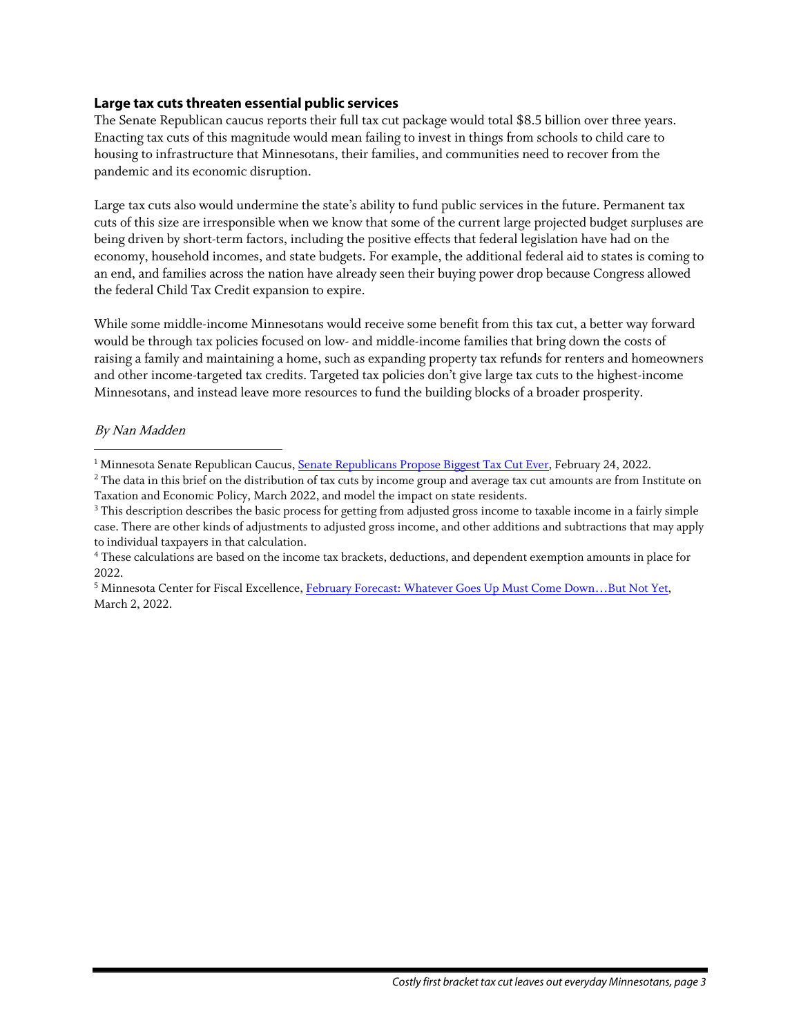## Large tax cuts threaten essential public services

The Senate Republican caucus reports their full tax cut package would total $8.5 billion over three years. Enacting tax cuts of this magnitude would mean failing to invest in things from schools to child care to housing to infrastructure that Minnesotans, their families, and communities need to recover from the pandemic and its economic disruption.

Large tax cuts also would undermine the state's ability to fund public services in the future. Permanent tax cuts of this size are irresponsible when we know that some of the current large projected budget surpluses are being driven by short-term factors, including the positive effects that federal legislation have had on the economy, household incomes, and state budgets. For example, the additional federal aid to states is coming to an end, and families across the nation have already seen their buying power drop because Congress allowed the federal Child Tax Credit expansion to expire.

While some middle-income Minnesotans would receive some benefit from this tax cut, a better way forward would be through tax policies focused on low- and middle-income families that bring down the costs of raising a family and maintaining a home, such as expanding property tax refunds for renters and homeowners and other income-targeted tax credits. Targeted tax policies don't give large tax cuts to the highest-income Minnesotans, and instead leave more resources to fund the building blocks of a broader prosperity.

*By Nan Madden*

---

[1] Minnesota Senate Republican Caucus, Senate Republicans Propose Biggest Tax Cut Ever, February 24, 2022.

[2] The data in this brief on the distribution of tax cuts by income group and average tax cut amounts are from Institute on Taxation and Economic Policy, March 2022, and model the impact on state residents.

[3] This description describes the basic process for getting from adjusted gross income to taxable income in a fairly simple case. There are other kinds of adjustments to adjusted gross income, and other additions and subtractions that may apply to individual taxpayers in that calculation.

[4] These calculations are based on the income tax brackets, deductions, and dependent exemption amounts in place for 2022.

[5] Minnesota Center for Fiscal Excellence, February Forecast: Whatever Goes Up Must Come Down…But Not Yet, March 2, 2022.